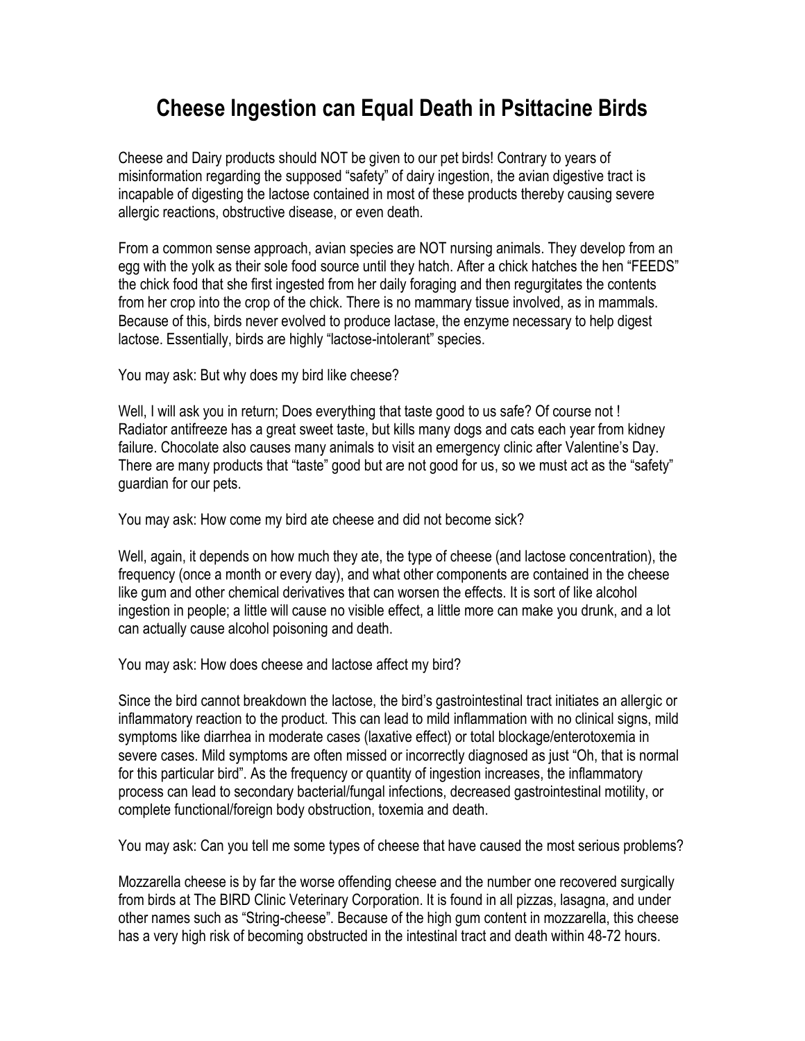# Cheese Ingestion can Equal Death in Psittacine Birds

Cheese and Dairy products should NOT be given to our pet birds! Contrary to years of misinformation regarding the supposed "safety" of dairy ingestion, the avian digestive tract is incapable of digesting the lactose contained in most of these products thereby causing severe allergic reactions, obstructive disease, or even death.

From a common sense approach, avian species are NOT nursing animals. They develop from an egg with the yolk as their sole food source until they hatch. After a chick hatches the hen "FEEDS" the chick food that she first ingested from her daily foraging and then regurgitates the contents from her crop into the crop of the chick. There is no mammary tissue involved, as in mammals. Because of this, birds never evolved to produce lactase, the enzyme necessary to help digest lactose. Essentially, birds are highly "lactose-intolerant" species.

You may ask: But why does my bird like cheese?

Well, I will ask you in return; Does everything that taste good to us safe? Of course not ! Radiator antifreeze has a great sweet taste, but kills many dogs and cats each year from kidney failure. Chocolate also causes many animals to visit an emergency clinic after Valentine's Day. There are many products that "taste" good but are not good for us, so we must act as the "safety" guardian for our pets.

You may ask: How come my bird ate cheese and did not become sick?

Well, again, it depends on how much they ate, the type of cheese (and lactose concentration), the frequency (once a month or every day), and what other components are contained in the cheese like gum and other chemical derivatives that can worsen the effects. It is sort of like alcohol ingestion in people; a little will cause no visible effect, a little more can make you drunk, and a lot can actually cause alcohol poisoning and death.

You may ask: How does cheese and lactose affect my bird?

Since the bird cannot breakdown the lactose, the bird's gastrointestinal tract initiates an allergic or inflammatory reaction to the product. This can lead to mild inflammation with no clinical signs, mild symptoms like diarrhea in moderate cases (laxative effect) or total blockage/enterotoxemia in severe cases. Mild symptoms are often missed or incorrectly diagnosed as just "Oh, that is normal for this particular bird". As the frequency or quantity of ingestion increases, the inflammatory process can lead to secondary bacterial/fungal infections, decreased gastrointestinal motility, or complete functional/foreign body obstruction, toxemia and death.

You may ask: Can you tell me some types of cheese that have caused the most serious problems?

Mozzarella cheese is by far the worse offending cheese and the number one recovered surgically from birds at The BIRD Clinic Veterinary Corporation. It is found in all pizzas, lasagna, and under other names such as "String-cheese". Because of the high gum content in mozzarella, this cheese has a very high risk of becoming obstructed in the intestinal tract and death within 48-72 hours.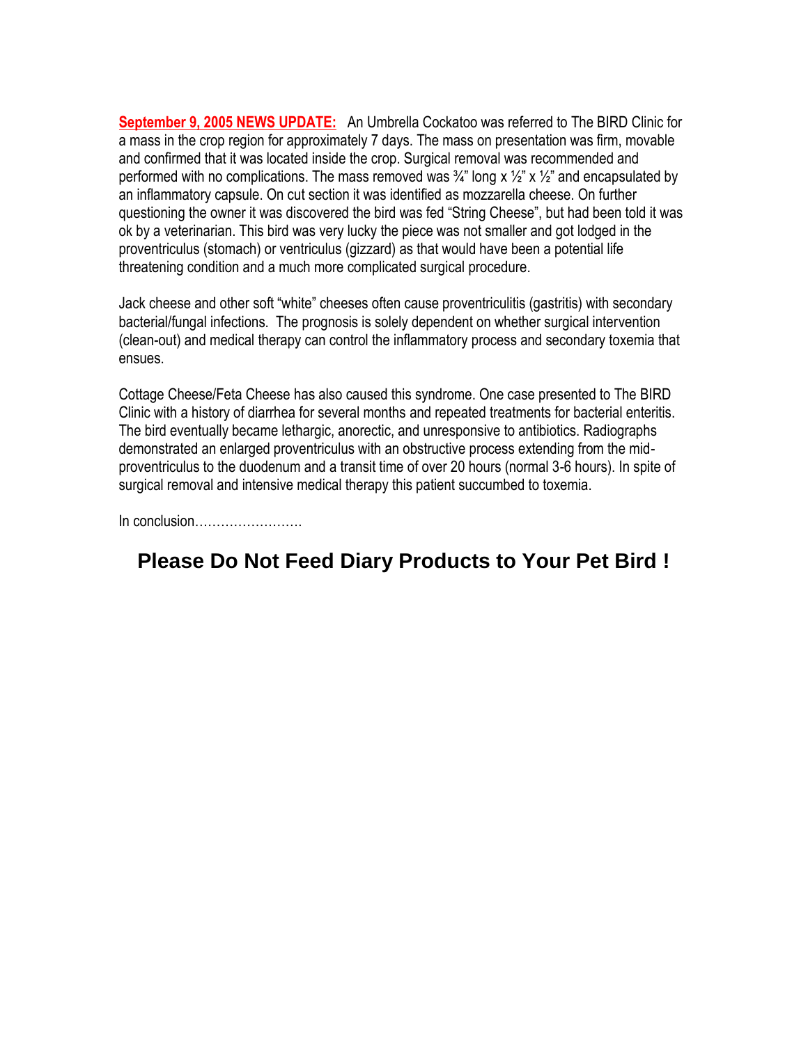**September 9, 2005 NEWS UPDATE:** An Umbrella Cockatoo was referred to The BIRD Clinic for a mass in the crop region for approximately 7 days. The mass on presentation was firm, movable and confirmed that it was located inside the crop. Surgical removal was recommended and performed with no complications. The mass removed was ¾" long x ½" x ½" and encapsulated by an inflammatory capsule. On cut section it was identified as mozzarella cheese. On further questioning the owner it was discovered the bird was fed "String Cheese", but had been told it was ok by a veterinarian. This bird was very lucky the piece was not smaller and got lodged in the proventriculus (stomach) or ventriculus (gizzard) as that would have been a potential life threatening condition and a much more complicated surgical procedure.

Jack cheese and other soft "white" cheeses often cause proventriculitis (gastritis) with secondary bacterial/fungal infections. The prognosis is solely dependent on whether surgical intervention (clean-out) and medical therapy can control the inflammatory process and secondary toxemia that ensues.

Cottage Cheese/Feta Cheese has also caused this syndrome. One case presented to The BIRD Clinic with a history of diarrhea for several months and repeated treatments for bacterial enteritis. The bird eventually became lethargic, anorectic, and unresponsive to antibiotics. Radiographs demonstrated an enlarged proventriculus with an obstructive process extending from the mid-proventriculus to the duodenum and a transit time of over 20 hours (normal 3-6 hours). In spite of surgical removal and intensive medical therapy this patient succumbed to toxemia.

In conclusion……………………

## Please Do Not Feed Diary Products to Your Pet Bird !